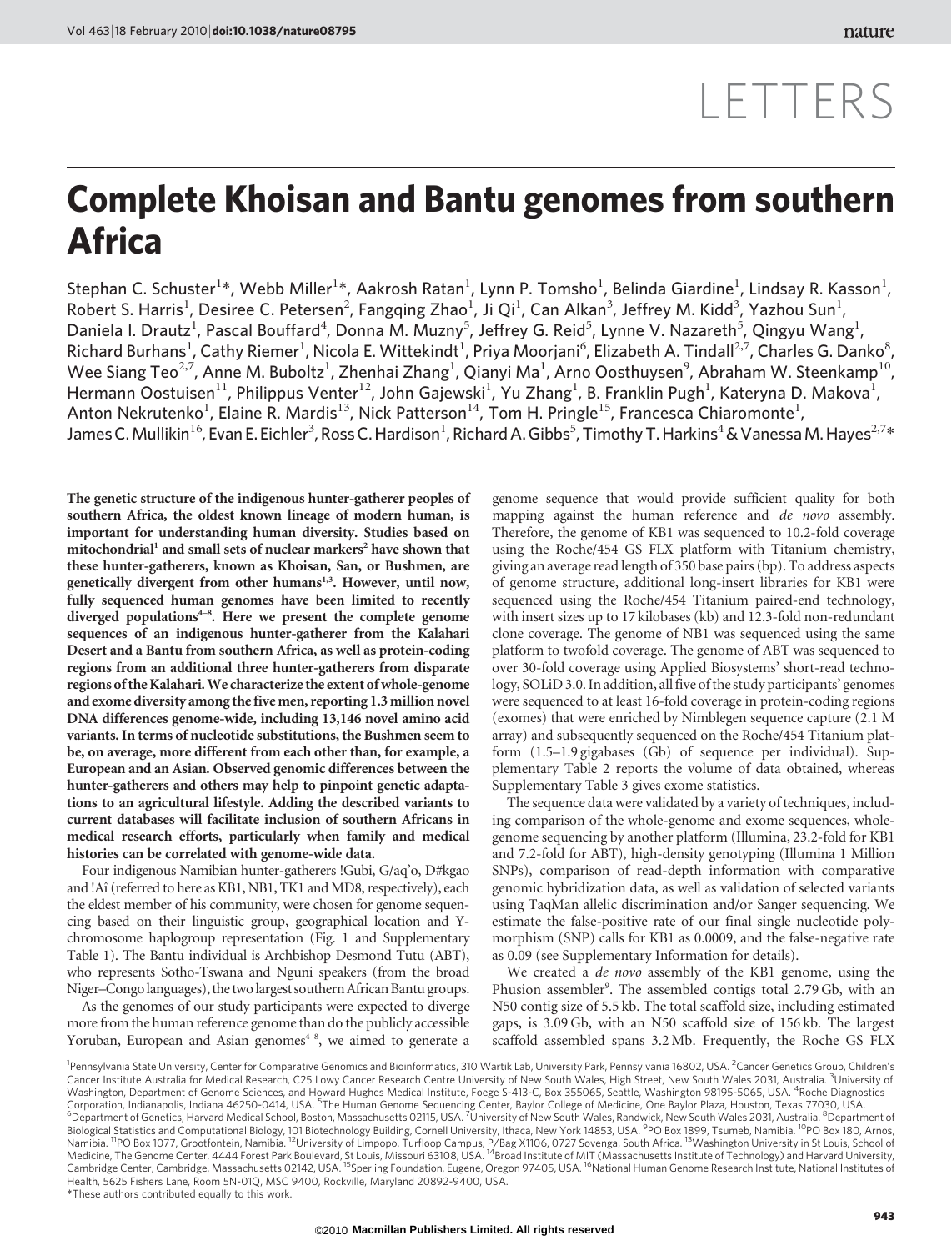# LETTERS

# Complete Khoisan and Bantu genomes from southern Africa

Stephan C. Schuster[1]*, Webb Miller[1]*, Aakrosh Ratan[1], Lynn P. Tomsho[1], Belinda Giardine[1], Lindsay R. Kasson[1], Robert S. Harris[1], Desiree C. Petersen[2], Fangqing Zhao[1], Ji Qi[1], Can Alkan[3], Jeffrey M. Kidd[3], Yazhou Sun[1], Daniela I. Drautz[1], Pascal Bouffard[4], Donna M. Muzny[5], Jeffrey G. Reid[5], Lynne V. Nazareth[5], Qingyu Wang[1], Richard Burhans[1], Cathy Riemer[1], Nicola E. Wittekindt[1], Priya Moorjani[6], Elizabeth A. Tindall[2,7], Charles G. Danko[8], Wee Siang Teo[2,7], Anne M. Buboltz[1], Zhenhai Zhang[1], Qianyi Ma[1], Arno Oosthuysen[9], Abraham W. Steenkamp[10], Hermann Oostuisen[11], Philippus Venter[12], John Gajewski[1], Yu Zhang[1], B. Franklin Pugh[1], Kateryna D. Makova[1], Anton Nekrutenko[1], Elaine R. Mardis[13], Nick Patterson[14], Tom H. Pringle[15], Francesca Chiaromonte[1], James C. Mullikin[16], Evan E. Eichler[3], Ross C. Hardison[1], Richard A. Gibbs[5], Timothy T. Harkins[4] & Vanessa M. Hayes[2,7]*

**The genetic structure of the indigenous hunter-gatherer peoples of southern Africa, the oldest known lineage of modern human, is important for understanding human diversity. Studies based on mitochondrial[1] and small sets of nuclear markers[2] have shown that these hunter-gatherers, known as Khoisan, San, or Bushmen, are genetically divergent from other humans[1,3]. However, until now, fully sequenced human genomes have been limited to recently diverged populations[4–8]. Here we present the complete genome sequences of an indigenous hunter-gatherer from the Kalahari Desert and a Bantu from southern Africa, as well as protein-coding regions from an additional three hunter-gatherers from disparate regions of the Kalahari. We characterize the extent of whole-genome and exome diversity among the five men, reporting 1.3 million novel DNA differences genome-wide, including 13,146 novel amino acid variants. In terms of nucleotide substitutions, the Bushmen seem to be, on average, more different from each other than, for example, a European and an Asian. Observed genomic differences between the hunter-gatherers and others may help to pinpoint genetic adaptations to an agricultural lifestyle. Adding the described variants to current databases will facilitate inclusion of southern Africans in medical research efforts, particularly when family and medical histories can be correlated with genome-wide data.**

Four indigenous Namibian hunter-gatherers !Gubi, G/aq'o, D#kgao and !Aî (referred to here as KB1, NB1, TK1 and MD8, respectively), each the eldest member of his community, were chosen for genome sequencing based on their linguistic group, geographical location and Y-chromosome haplogroup representation (Fig. 1 and Supplementary Table 1). The Bantu individual is Archbishop Desmond Tutu (ABT), who represents Sotho-Tswana and Nguni speakers (from the broad Niger–Congo languages), the two largest southern African Bantu groups.

As the genomes of our study participants were expected to diverge more from the human reference genome than do the publicly accessible Yoruban, European and Asian genomes[4–8], we aimed to generate a genome sequence that would provide sufficient quality for both mapping against the human reference and *de novo* assembly. Therefore, the genome of KB1 was sequenced to 10.2-fold coverage using the Roche/454 GS FLX platform with Titanium chemistry, giving an average read length of 350 base pairs (bp). To address aspects of genome structure, additional long-insert libraries for KB1 were sequenced using the Roche/454 Titanium paired-end technology, with insert sizes up to 17 kilobases (kb) and 12.3-fold non-redundant clone coverage. The genome of NB1 was sequenced using the same platform to twofold coverage. The genome of ABT was sequenced to over 30-fold coverage using Applied Biosystems' short-read technology, SOLiD 3.0. In addition, all five of the study participants' genomes were sequenced to at least 16-fold coverage in protein-coding regions (exomes) that were enriched by Nimblegen sequence capture (2.1 M array) and subsequently sequenced on the Roche/454 Titanium platform (1.5–1.9 gigabases (Gb) of sequence per individual). Supplementary Table 2 reports the volume of data obtained, whereas Supplementary Table 3 gives exome statistics.

The sequence data were validated by a variety of techniques, including comparison of the whole-genome and exome sequences, whole-genome sequencing by another platform (Illumina, 23.2-fold for KB1 and 7.2-fold for ABT), high-density genotyping (Illumina 1 Million SNPs), comparison of read-depth information with comparative genomic hybridization data, as well as validation of selected variants using TaqMan allelic discrimination and/or Sanger sequencing. We estimate the false-positive rate of our final single nucleotide polymorphism (SNP) calls for KB1 as 0.0009, and the false-negative rate as 0.09 (see Supplementary Information for details).

We created a *de novo* assembly of the KB1 genome, using the Phusion assembler[9]. The assembled contigs total 2.79 Gb, with an N50 contig size of 5.5 kb. The total scaffold size, including estimated gaps, is 3.09 Gb, with an N50 scaffold size of 156 kb. The largest scaffold assembled spans 3.2 Mb. Frequently, the Roche GS FLX

[1]Pennsylvania State University, Center for Comparative Genomics and Bioinformatics, 310 Wartik Lab, University Park, Pennsylvania 16802, USA. [2]Cancer Genetics Group, Children's Cancer Institute Australia for Medical Research, C25 Lowy Cancer Research Centre University of New South Wales, High Street, New South Wales 2031, Australia. [3]University of Washington, Department of Genome Sciences, and Howard Hughes Medical Institute, Foege S-413-C, Box 355065, Seattle, Washington 98195-5065, USA. [4]Roche Diagnostics Corporation, Indianapolis, Indiana 46250-0414, USA. [5]The Human Genome Sequencing Center, Baylor College of Medicine, One Baylor Plaza, Houston, Texas 77030, USA. [6]Department of Genetics, Harvard Medical School, Boston, Massachusetts 02115, USA. [7]University of New South Wales, Randwick, New South Wales 2031, Australia. [8]Department of Biological Statistics and Computational Biology, 101 Biotechnology Building, Cornell University, Ithaca, New York 14853, USA. [9]PO Box 1899, Tsumeb, Namibia. [10]PO Box 180, Arnos, Namibia. [11]PO Box 1077, Grootfontein, Namibia. [12]University of Limpopo, Turfloop Campus, P/Bag X1106, 0727 Sovenga, South Africa. [13]Washington University in St Louis, School of Medicine, The Genome Center, 4444 Forest Park Boulevard, St Louis, Missouri 63108, USA. [14]Broad Institute of MIT (Massachusetts Institute of Technology) and Harvard University, Cambridge Center, Cambridge, Massachusetts 02142, USA. [15]Sperling Foundation, Eugene, Oregon 97405, USA. [16]National Human Genome Research Institute, National Institutes of Health, 5625 Fishers Lane, Room 5N-01Q, MSC 9400, Rockville, Maryland 20892-9400, USA.
*These authors contributed equally to this work.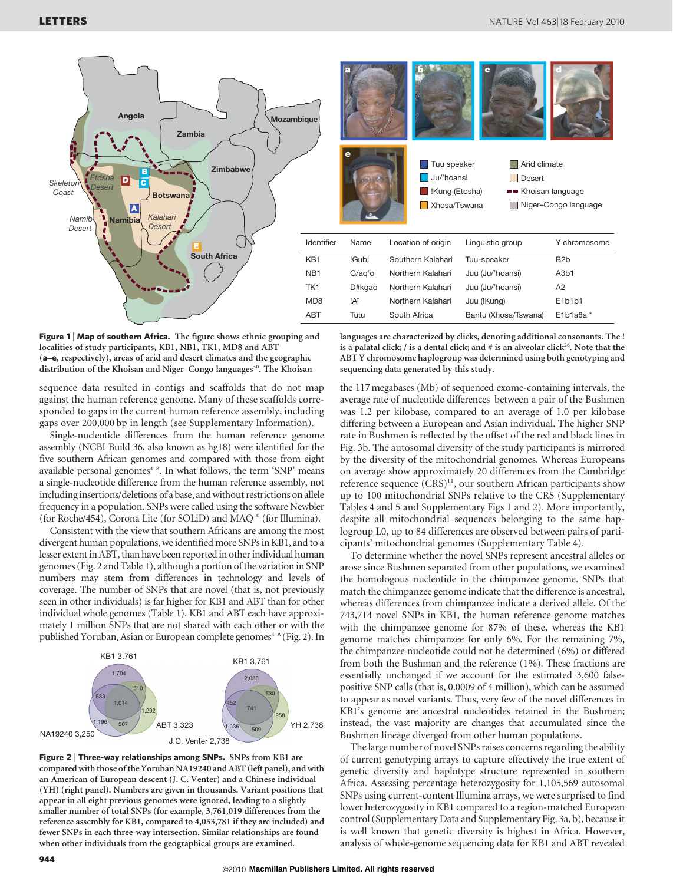| Identifier | Name | Location of origin | Linguistic group | Y chromosome |
|---|---|---|---|---|
| KB1 | !Gubi | Southern Kalahari | Tuu-speaker | B2b |
| NB1 | G/aq'o | Northern Kalahari | Juu (Ju/'hoansi) | A3b1 |
| TK1 | D#kgao | Northern Kalahari | Juu (Ju/'hoansi) | A2 |
| MD8 | !Aî | Northern Kalahari | Juu (!Kung) | E1b1b1 |
| ABT | Tutu | South Africa | Bantu (Xhosa/Tswana) | E1b1a8a * |

**Figure 1 | Map of southern Africa.** The figure shows ethnic grouping and localities of study participants, KB1, NB1, TK1, MD8 and ABT (**a**–**e**, respectively), areas of arid and desert climates and the geographic distribution of the Khoisan and Niger–Congo languages[30]. The Khoisan languages are characterized by clicks, denoting additional consonants. The ! is a palatal click; / is a dental click; and # is an alveolar click[26]. Note that the ABT Y chromosome haplogroup was determined using both genotyping and sequencing data generated by this study.

sequence data resulted in contigs and scaffolds that do not map against the human reference genome. Many of these scaffolds corresponded to gaps in the current human reference assembly, including gaps over 200,000 bp in length (see Supplementary Information).

Single-nucleotide differences from the human reference genome assembly (NCBI Build 36, also known as hg18) were identified for the five southern African genomes and compared with those from eight available personal genomes[4–8]. In what follows, the term 'SNP' means a single-nucleotide difference from the reference assembly, not including insertions/deletions of a base, and without restrictions on allele frequency in a population. SNPs were called using the software Newbler (for Roche/454), Corona Lite (for SOLiD) and MAQ[10] (for Illumina).

Consistent with the view that southern Africans are among the most divergent human populations, we identified more SNPs in KB1, and to a lesser extent in ABT, than have been reported in other individual human genomes (Fig. 2 and Table 1), although a portion of the variation in SNP numbers may stem from differences in technology and levels of coverage. The number of SNPs that are novel (that is, not previously seen in other individuals) is far higher for KB1 and ABT than for other individual whole genomes (Table 1). KB1 and ABT each have approximately 1 million SNPs that are not shared with each other or with the published Yoruban, Asian or European complete genomes[4–8] (Fig. 2). In the 117 megabases (Mb) of sequenced exome-containing intervals, the average rate of nucleotide differences between a pair of the Bushmen was 1.2 per kilobase, compared to an average of 1.0 per kilobase differing between a European and Asian individual. The higher SNP rate in Bushmen is reflected by the offset of the red and black lines in Fig. 3b. The autosomal diversity of the study participants is mirrored by the diversity of the mitochondrial genomes. Whereas Europeans on average show approximately 20 differences from the Cambridge reference sequence (CRS)[11], our southern African participants show up to 100 mitochondrial SNPs relative to the CRS (Supplementary Tables 4 and 5 and Supplementary Figs 1 and 2). More importantly, despite all mitochondrial sequences belonging to the same haplogroup L0, up to 84 differences are observed between pairs of participants' mitochondrial genomes (Supplementary Table 4).

To determine whether the novel SNPs represent ancestral alleles or arose since Bushmen separated from other populations, we examined the homologous nucleotide in the chimpanzee genome. SNPs that match the chimpanzee genome indicate that the difference is ancestral, whereas differences from chimpanzee indicate a derived allele. Of the 743,714 novel SNPs in KB1, the human reference genome matches with the chimpanzee genome for 87% of these, whereas the KB1 genome matches chimpanzee for only 6%. For the remaining 7%, the chimpanzee nucleotide could not be determined (6%) or differed from both the Bushman and the reference (1%). These fractions are essentially unchanged if we account for the estimated 3,600 false-positive SNP calls (that is, 0.0009 of 4 million), which can be assumed to appear as novel variants. Thus, very few of the novel differences in KB1's genome are ancestral nucleotides retained in the Bushmen; instead, the vast majority are changes that accumulated since the Bushmen lineage diverged from other human populations.

The large number of novel SNPs raises concerns regarding the ability of current genotyping arrays to capture effectively the true extent of genetic diversity and haplotype structure represented in southern Africa. Assessing percentage heterozygosity for 1,105,569 autosomal SNPs using current-content Illumina arrays, we were surprised to find lower heterozygosity in KB1 compared to a region-matched European control (Supplementary Data and Supplementary Fig. 3a, b), because it is well known that genetic diversity is highest in Africa. However, analysis of whole-genome sequencing data for KB1 and ABT revealed

**Figure 2 | Three-way relationships among SNPs.** SNPs from KB1 are compared with those of the Yoruban NA19240 and ABT (left panel), and with an American of European descent (J. C. Venter) and a Chinese individual (YH) (right panel). Numbers are given in thousands. Variant positions that appear in all eight previous genomes were ignored, leading to a slightly smaller number of total SNPs (for example, 3,761,019 differences from the reference assembly for KB1, compared to 4,053,781 if they are included) and fewer SNPs in each three-way intersection. Similar relationships are found when other individuals from the geographical groups are examined.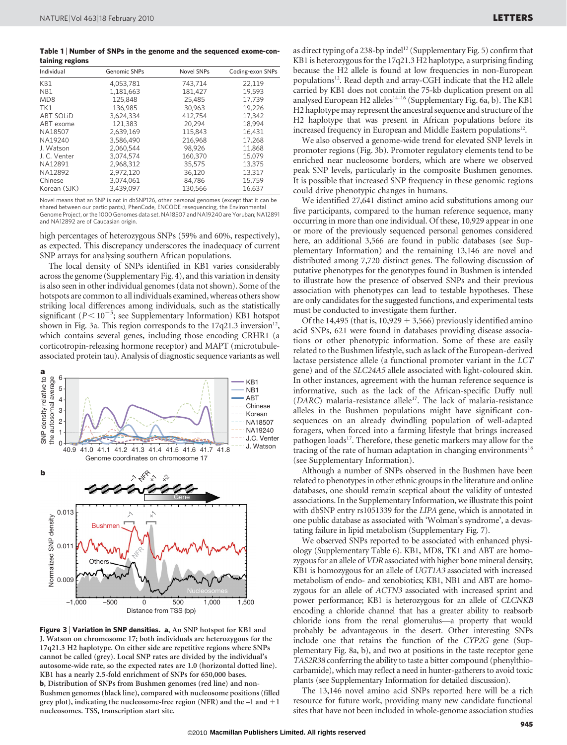**Table 1 | Number of SNPs in the genome and the sequenced exome-containing regions**

| Individual | Genomic SNPs | Novel SNPs | Coding-exon SNPs |
|---|---|---|---|
| KB1 | 4,053,781 | 743,714 | 22,119 |
| NB1 | 1,181,663 | 181,427 | 19,593 |
| MD8 | 125,848 | 25,485 | 17,739 |
| TK1 | 136,985 | 30,963 | 19,226 |
| ABT SOLiD | 3,624,334 | 412,754 | 17,342 |
| ABT exome | 121,383 | 20,294 | 18,994 |
| NA18507 | 2,639,169 | 115,843 | 16,431 |
| NA19240 | 3,586,490 | 216,968 | 17,268 |
| J. Watson | 2,060,544 | 98,926 | 11,868 |
| J. C. Venter | 3,074,574 | 160,370 | 15,079 |
| NA12891 | 2,968,312 | 35,575 | 13,375 |
| NA12892 | 2,972,120 | 36,120 | 13,317 |
| Chinese | 3,074,061 | 84,786 | 15,759 |
| Korean (SJK) | 3,439,097 | 130,566 | 16,637 |

Novel means that an SNP is not in dbSNP126, other personal genomes (except that it can be shared between our participants), PhenCode, ENCODE resequencing, the Environmental Genome Project, or the 1000 Genomes data set. NA18507 and NA19240 are Yoruban; NA12891 and NA12892 are of Caucasian origin.

high percentages of heterozygous SNPs (59% and 60%, respectively), as expected. This discrepancy underscores the inadequacy of current SNP arrays for analysing southern African populations.

The local density of SNPs identified in KB1 varies considerably across the genome (Supplementary Fig. 4), and this variation in density is also seen in other individual genomes (data not shown). Some of the hotspots are common to all individuals examined, whereas others show striking local differences among individuals, such as the statistically significant ($P < 10^{-5}$; see Supplementary Information) KB1 hotspot shown in Fig. 3a. This region corresponds to the 17q21.3 inversion[12], which contains several genes, including those encoding CRHR1 (a corticotropin-releasing hormone receptor) and MAPT (microtubule-associated protein tau). Analysis of diagnostic sequence variants as well as direct typing of a 238-bp indel[13] (Supplementary Fig. 5) confirm that KB1 is heterozygous for the 17q21.3 H2 haplotype, a surprising finding because the H2 allele is found at low frequencies in non-European populations[12]. Read depth and array-CGH indicate that the H2 allele carried by KB1 does not contain the 75-kb duplication present on all analysed European H2 alleles[14–16] (Supplementary Fig. 6a, b). The KB1 H2 haplotype may represent the ancestral sequence and structure of the H2 haplotype that was present in African populations before its increased frequency in European and Middle Eastern populations[12].

We also observed a genome-wide trend for elevated SNP levels in promoter regions (Fig. 3b). Promoter regulatory elements tend to be enriched near nucleosome borders, which are where we observed peak SNP levels, particularly in the composite Bushmen genomes. It is possible that increased SNP frequency in these genomic regions could drive phenotypic changes in humans.

We identified 27,641 distinct amino acid substitutions among our five participants, compared to the human reference sequence, many occurring in more than one individual. Of these, 10,929 appear in one or more of the previously sequenced personal genomes considered here, an additional 3,566 are found in public databases (see Supplementary Information) and the remaining 13,146 are novel and distributed among 7,720 distinct genes. The following discussion of putative phenotypes for the genotypes found in Bushmen is intended to illustrate how the presence of observed SNPs and their previous association with phenotypes can lead to testable hypotheses. These are only candidates for the suggested functions, and experimental tests must be conducted to investigate them further.

Of the 14,495 (that is, 10,929 + 3,566) previously identified amino acid SNPs, 621 were found in databases providing disease associations or other phenotypic information. Some of these are easily related to the Bushmen lifestyle, such as lack of the European-derived lactase persistence allele (a functional promoter variant in the *LCT* gene) and of the *SLC24A5* allele associated with light-coloured skin. In other instances, agreement with the human reference sequence is informative, such as the lack of the African-specific Duffy null (*DARC*) malaria-resistance allele[17]. The lack of malaria-resistance alleles in the Bushmen populations might have significant consequences on an already dwindling population of well-adapted foragers, when forced into a farming lifestyle that brings increased pathogen loads[17]. Therefore, these genetic markers may allow for the tracing of the rate of human adaptation in changing environments[18] (see Supplementary Information).

Although a number of SNPs observed in the Bushmen have been related to phenotypes in other ethnic groups in the literature and online databases, one should remain sceptical about the validity of untested associations. In the Supplementary Information, we illustrate this point with dbSNP entry rs1051339 for the *LIPA* gene, which is annotated in one public database as associated with 'Wolman's syndrome', a devastating failure in lipid metabolism (Supplementary Fig. 7).

We observed SNPs reported to be associated with enhanced physiology (Supplementary Table 6). KB1, MD8, TK1 and ABT are homozygous for an allele of *VDR* associated with higher bone mineral density; KB1 is homozygous for an allele of *UGT1A3* associated with increased metabolism of endo- and xenobiotics; KB1, NB1 and ABT are homozygous for an allele of *ACTN3* associated with increased sprint and power performance; KB1 is heterozygous for an allele of *CLCNKB* encoding a chloride channel that has a greater ability to reabsorb chloride ions from the renal glomerulus—a property that would probably be advantageous in the desert. Other interesting SNPs include one that retains the function of the *CYP2G* gene (Supplementary Fig. 8a, b), and two at positions in the taste receptor gene *TAS2R38* conferring the ability to taste a bitter compound (phenylthiocarbamide), which may reflect a need in hunter-gatherers to avoid toxic plants (see Supplementary Information for detailed discussion).

The 13,146 novel amino acid SNPs reported here will be a rich resource for future work, providing many new candidate functional sites that have not been included in whole-genome association studies

**Figure 3 | Variation in SNP densities. a**, An SNP hotspot for KB1 and J. Watson on chromosome 17; both individuals are heterozygous for the 17q21.3 H2 haplotype. On either side are repetitive regions where SNPs cannot be called (grey). Local SNP rates are divided by the individual's autosome-wide rate, so the expected rates are 1.0 (horizontal dotted line). KB1 has a nearly 2.5-fold enrichment of SNPs for 650,000 bases. **b**, Distribution of SNPs from Bushmen genomes (red line) and non-Bushmen genomes (black line), compared with nucleosome positions (filled grey plot), indicating the nucleosome-free region (NFR) and the −1 and +1 nucleosomes. TSS, transcription start site.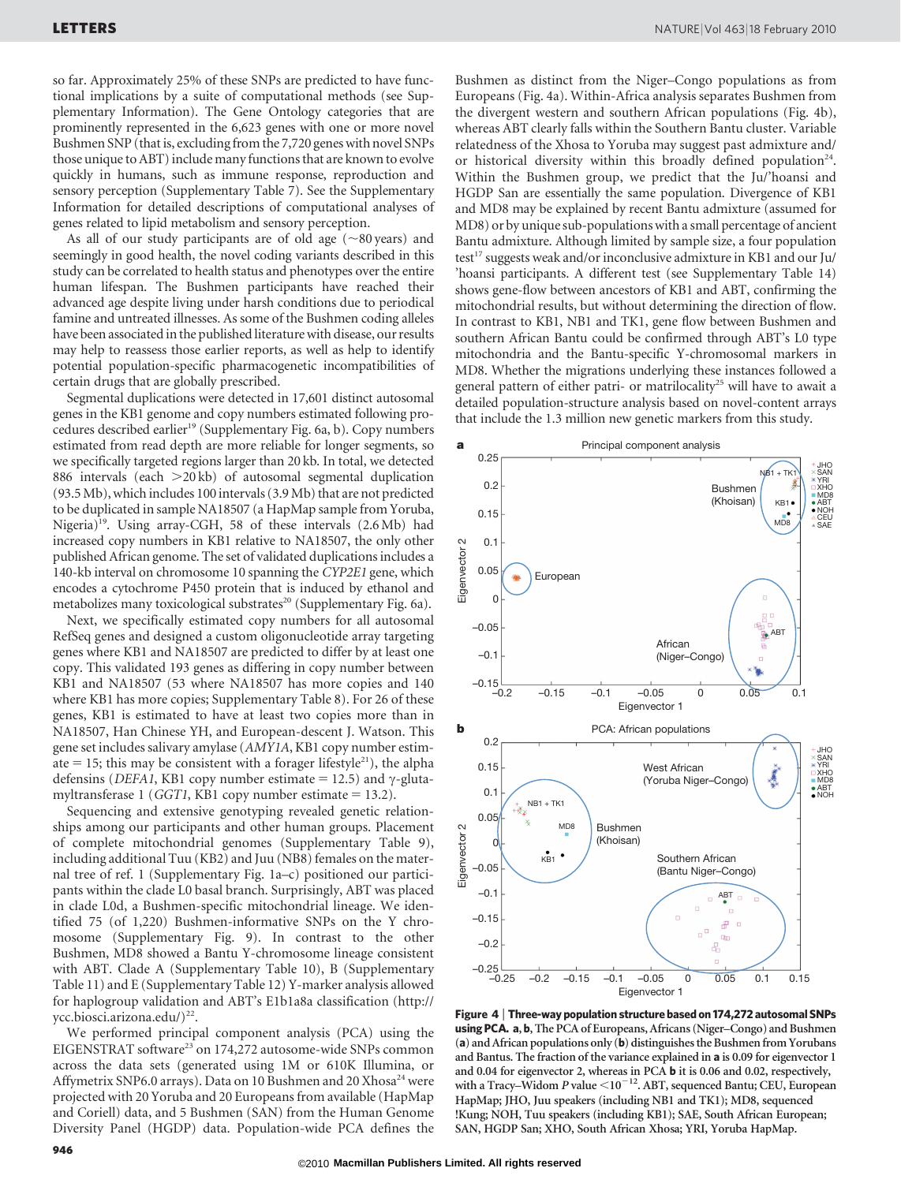so far. Approximately 25% of these SNPs are predicted to have functional implications by a suite of computational methods (see Supplementary Information). The Gene Ontology categories that are prominently represented in the 6,623 genes with one or more novel Bushmen SNP (that is, excluding from the 7,720 genes with novel SNPs those unique to ABT) include many functions that are known to evolve quickly in humans, such as immune response, reproduction and sensory perception (Supplementary Table 7). See the Supplementary Information for detailed descriptions of computational analyses of genes related to lipid metabolism and sensory perception.

As all of our study participants are of old age (~80 years) and seemingly in good health, the novel coding variants described in this study can be correlated to health status and phenotypes over the entire human lifespan. The Bushmen participants have reached their advanced age despite living under harsh conditions due to periodical famine and untreated illnesses. As some of the Bushmen coding alleles have been associated in the published literature with disease, our results may help to reassess those earlier reports, as well as help to identify potential population-specific pharmacogenetic incompatibilities of certain drugs that are globally prescribed.

Segmental duplications were detected in 17,601 distinct autosomal genes in the KB1 genome and copy numbers estimated following procedures described earlier[19] (Supplementary Fig. 6a, b). Copy numbers estimated from read depth are more reliable for longer segments, so we specifically targeted regions larger than 20 kb. In total, we detected 886 intervals (each >20 kb) of autosomal segmental duplication (93.5 Mb), which includes 100 intervals (3.9 Mb) that are not predicted to be duplicated in sample NA18507 (a HapMap sample from Yoruba, Nigeria)[19]. Using array-CGH, 58 of these intervals (2.6 Mb) had increased copy numbers in KB1 relative to NA18507, the only other published African genome. The set of validated duplications includes a 140-kb interval on chromosome 10 spanning the *CYP2E1* gene, which encodes a cytochrome P450 protein that is induced by ethanol and metabolizes many toxicological substrates[20] (Supplementary Fig. 6a).

Next, we specifically estimated copy numbers for all autosomal RefSeq genes and designed a custom oligonucleotide array targeting genes where KB1 and NA18507 are predicted to differ by at least one copy. This validated 193 genes as differing in copy number between KB1 and NA18507 (53 where NA18507 has more copies and 140 where KB1 has more copies; Supplementary Table 8). For 26 of these genes, KB1 is estimated to have at least two copies more than in NA18507, Han Chinese YH, and European-descent J. Watson. This gene set includes salivary amylase (*AMY1A*, KB1 copy number estimate = 15; this may be consistent with a forager lifestyle[21]), the alpha defensins (*DEFA1*, KB1 copy number estimate = 12.5) and γ-glutamyltransferase 1 (*GGT1*, KB1 copy number estimate = 13.2).

Sequencing and extensive genotyping revealed genetic relationships among our participants and other human groups. Placement of complete mitochondrial genomes (Supplementary Table 9), including additional Tuu (KB2) and Juu (NB8) females on the maternal tree of ref. 1 (Supplementary Fig. 1a–c) positioned our participants within the clade L0 basal branch. Surprisingly, ABT was placed in clade L0d, a Bushmen-specific mitochondrial lineage. We identified 75 (of 1,220) Bushmen-informative SNPs on the Y chromosome (Supplementary Fig. 9). In contrast to the other Bushmen, MD8 showed a Bantu Y-chromosome lineage consistent with ABT. Clade A (Supplementary Table 10), B (Supplementary Table 11) and E (Supplementary Table 12) Y-marker analysis allowed for haplogroup validation and ABT's E1b1a8a classification (http://ycc.biosci.arizona.edu/)[22].

We performed principal component analysis (PCA) using the EIGENSTRAT software[23] on 174,272 autosome-wide SNPs common across the data sets (generated using 1M or 610K Illumina, or Affymetrix SNP6.0 arrays). Data on 10 Bushmen and 20 Xhosa[24] were projected with 20 Yoruba and 20 Europeans from available (HapMap and Coriell) data, and 5 Bushmen (SAN) from the Human Genome Diversity Panel (HGDP) data. Population-wide PCA defines the Bushmen as distinct from the Niger–Congo populations as from Europeans (Fig. 4a). Within-Africa analysis separates Bushmen from the divergent western and southern African populations (Fig. 4b), whereas ABT clearly falls within the Southern Bantu cluster. Variable relatedness of the Xhosa to Yoruba may suggest past admixture and/or historical diversity within this broadly defined population[24]. Within the Bushmen group, we predict that the Ju/'hoansi and HGDP San are essentially the same population. Divergence of KB1 and MD8 may be explained by recent Bantu admixture (assumed for MD8) or by unique sub-populations with a small percentage of ancient Bantu admixture. Although limited by sample size, a four population test[17] suggests weak and/or inconclusive admixture in KB1 and our Ju/'hoansi participants. A different test (see Supplementary Table 14) shows gene-flow between ancestors of KB1 and ABT, confirming the mitochondrial results, but without determining the direction of flow. In contrast to KB1, NB1 and TK1, gene flow between Bushmen and southern African Bantu could be confirmed through ABT's L0 type mitochondria and the Bantu-specific Y-chromosomal markers in MD8. Whether the migrations underlying these instances followed a general pattern of either patri- or matrilocality[25] will have to await a detailed population-structure analysis based on novel-content arrays that include the 1.3 million new genetic markers from this study.

**Figure 4 | Three-way population structure based on 174,272 autosomal SNPs using PCA. a, b,** The PCA of Europeans, Africans (Niger–Congo) and Bushmen (**a**) and African populations only (**b**) distinguishes the Bushmen from Yorubans and Bantus. The fraction of the variance explained in **a** is 0.09 for eigenvector 1 and 0.04 for eigenvector 2, whereas in PCA **b** it is 0.06 and 0.02, respectively, with a Tracy–Widom *P* value $<10^{-12}$. ABT, sequenced Bantu; CEU, European HapMap; JHO, Juu speakers (including NB1 and TK1); MD8, sequenced !Kung; NOH, Tuu speakers (including KB1); SAE, South African European; SAN, HGDP San; XHO, South African Xhosa; YRI, Yoruba HapMap.